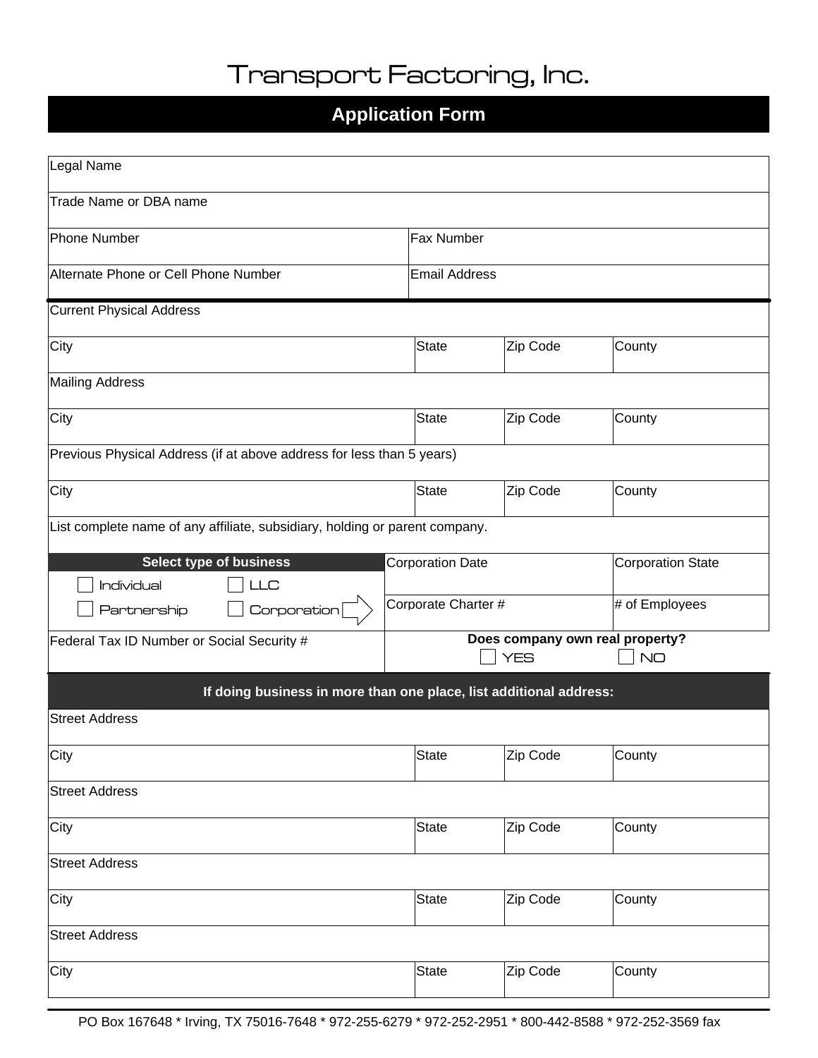# Transport Factoring, Inc.

## Application Form

| | | | |
|---|---|---|---|
| Legal Name | | | |
| Trade Name or DBA name | | | |
| Phone Number | Fax Number | | |
| Alternate Phone or Cell Phone Number | Email Address | | |
| Current Physical Address | | | |
| City | State | Zip Code | County |
| Mailing Address | | | |
| City | State | Zip Code | County |
| Previous Physical Address (if at above address for less than 5 years) | | | |
| City | State | Zip Code | County |
| List complete name of any affiliate, subsidiary, holding or parent company. | | | |

| **Select type of business** | | |
|---|---|---|
| ☐ Individual ☐ LLC | Corporation Date | Corporation State |
| ☐ Partnership ☐ Corporation | Corporate Charter # | # of Employees |
| Federal Tax ID Number or Social Security # | **Does company own real property?** ☐ YES ☐ NO | |

**If doing business in more than one place, list additional address:**

| | | | |
|---|---|---|---|
| Street Address | | | |
| City | State | Zip Code | County |
| Street Address | | | |
| City | State | Zip Code | County |
| Street Address | | | |
| City | State | Zip Code | County |
| Street Address | | | |
| City | State | Zip Code | County |

PO Box 167648 * Irving, TX 75016-7648 * 972-255-6279 * 972-252-2951 * 800-442-8588 * 972-252-3569 fax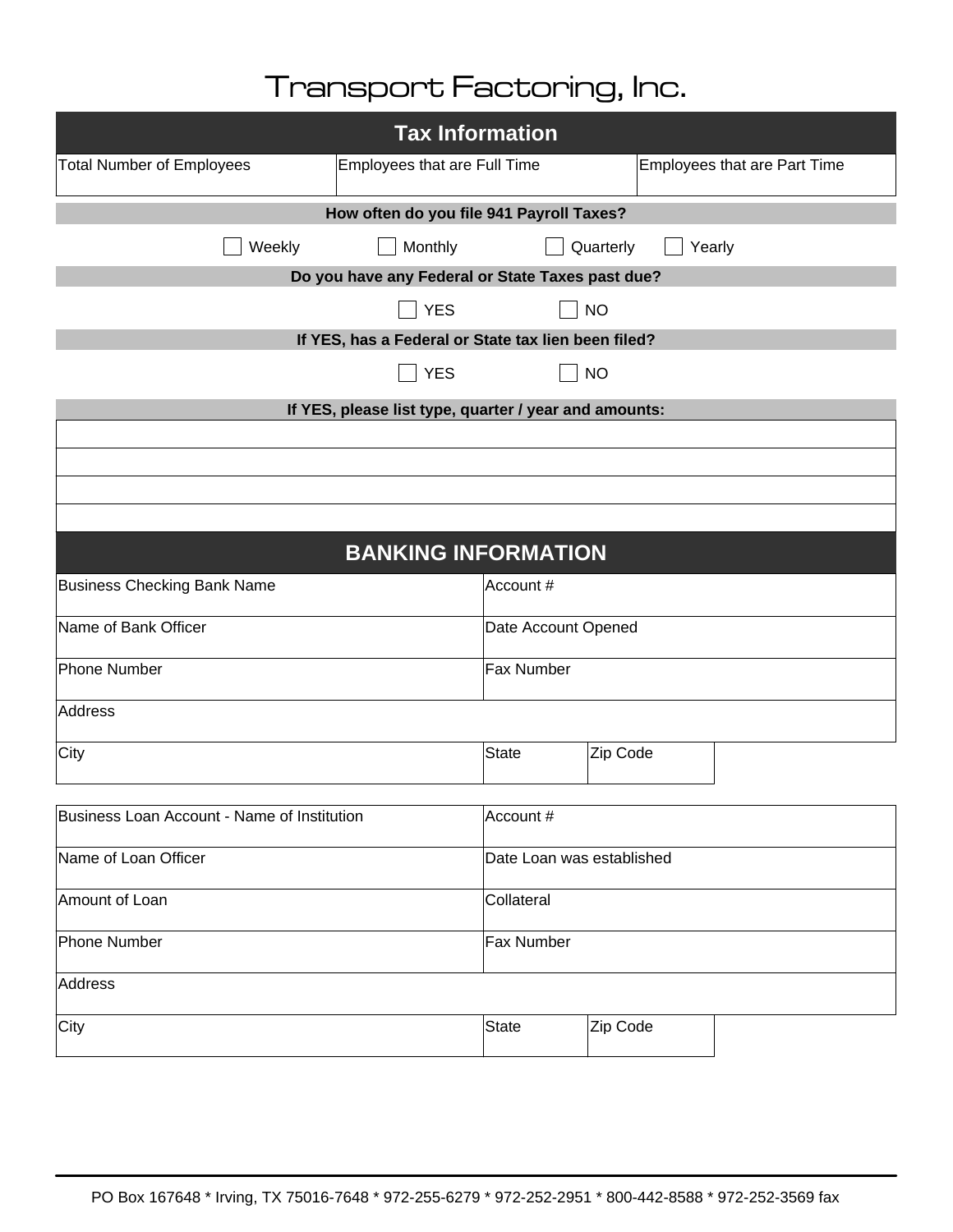# Transport Factoring, Inc.

## Tax Information

| Total Number of Employees | Employees that are Full Time | Employees that are Part Time |
|---|---|---|
| | | |

**How often do you file 941 Payroll Taxes?**

☐ Weekly ☐ Monthly ☐ Quarterly ☐ Yearly

**Do you have any Federal or State Taxes past due?**

☐ YES ☐ NO

**If YES, has a Federal or State tax lien been filed?**

☐ YES ☐ NO

**If YES, please list type, quarter / year and amounts:**

| |
|---|
| |
| |
| |
| |

## BANKING INFORMATION

| Business Checking Bank Name | Account # | |
|---|---|---|
| Name of Bank Officer | Date Account Opened | |
| Phone Number | Fax Number | |
| Address | | |
| City | State | Zip Code |

| Business Loan Account - Name of Institution | Account # | |
|---|---|---|
| Name of Loan Officer | Date Loan was established | |
| Amount of Loan | Collateral | |
| Phone Number | Fax Number | |
| Address | | |
| City | State | Zip Code |

PO Box 167648 * Irving, TX 75016-7648 * 972-255-6279 * 972-252-2951 * 800-442-8588 * 972-252-3569 fax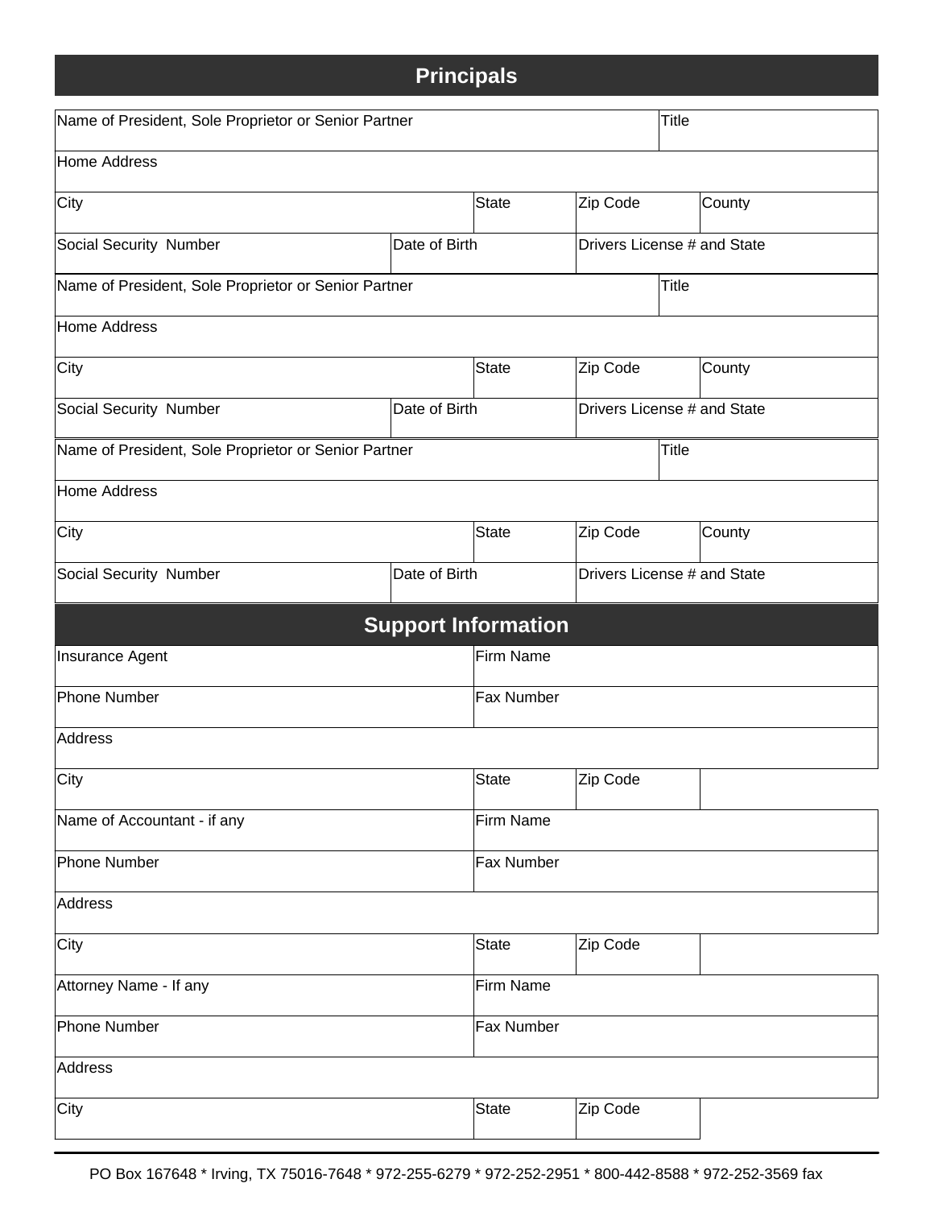## Principals

| Name of President, Sole Proprietor or Senior Partner | | | | Title |
|---|---|---|---|---|
| Home Address | | | | |
| City | | State | Zip Code | County |
| Social Security Number | Date of Birth | | Drivers License # and State | |

| Name of President, Sole Proprietor or Senior Partner | | | | Title |
|---|---|---|---|---|
| Home Address | | | | |
| City | | State | Zip Code | County |
| Social Security Number | Date of Birth | | Drivers License # and State | |

| Name of President, Sole Proprietor or Senior Partner | | | | Title |
|---|---|---|---|---|
| Home Address | | | | |
| City | | State | Zip Code | County |
| Social Security Number | Date of Birth | | Drivers License # and State | |

## Support Information

| Insurance Agent | Firm Name | |
|---|---|---|
| Phone Number | Fax Number | |
| Address | | |
| City | State | Zip Code |

| Name of Accountant - if any | Firm Name | |
|---|---|---|
| Phone Number | Fax Number | |
| Address | | |
| City | State | Zip Code |

| Attorney Name - If any | Firm Name | |
|---|---|---|
| Phone Number | Fax Number | |
| Address | | |
| City | State | Zip Code |

PO Box 167648 * Irving, TX 75016-7648 * 972-255-6279 * 972-252-2951 * 800-442-8588 * 972-252-3569 fax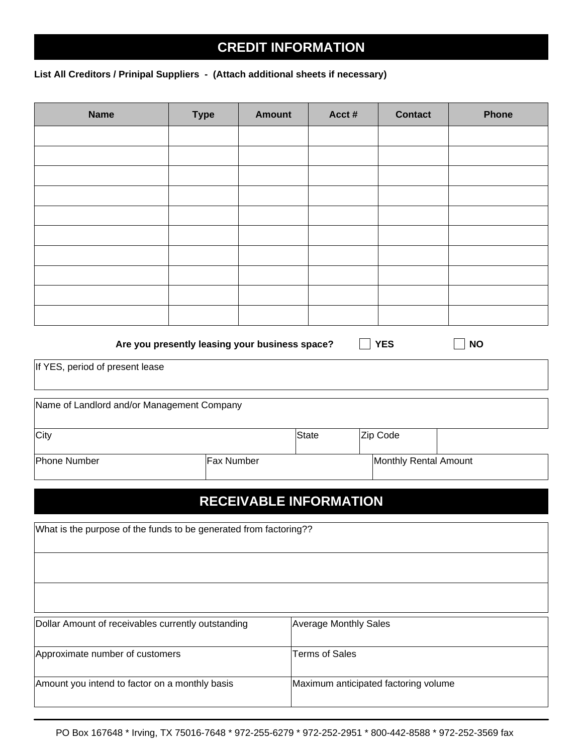## CREDIT INFORMATION

**List All Creditors / Prinipal Suppliers - (Attach additional sheets if necessary)**

| Name | Type | Amount | Acct # | Contact | Phone |
|---|---|---|---|---|---|
| | | | | | |
| | | | | | |
| | | | | | |
| | | | | | |
| | | | | | |
| | | | | | |
| | | | | | |
| | | | | | |
| | | | | | |
| | | | | | |

**Are you presently leasing your business space?** ☐ **YES** ☐ **NO**

| If YES, period of present lease | | | | |
|---|---|---|---|---|
| Name of Landlord and/or Management Company | | | | |
| City | | State | Zip Code | |
| Phone Number | Fax Number | | Monthly Rental Amount | |

## RECEIVABLE INFORMATION

| What is the purpose of the funds to be generated from factoring?? |
|---|
| |
| |

| Dollar Amount of receivables currently outstanding | Average Monthly Sales |
|---|---|
| Approximate number of customers | Terms of Sales |
| Amount you intend to factor on a monthly basis | Maximum anticipated factoring volume |

PO Box 167648 * Irving, TX 75016-7648 * 972-255-6279 * 972-252-2951 * 800-442-8588 * 972-252-3569 fax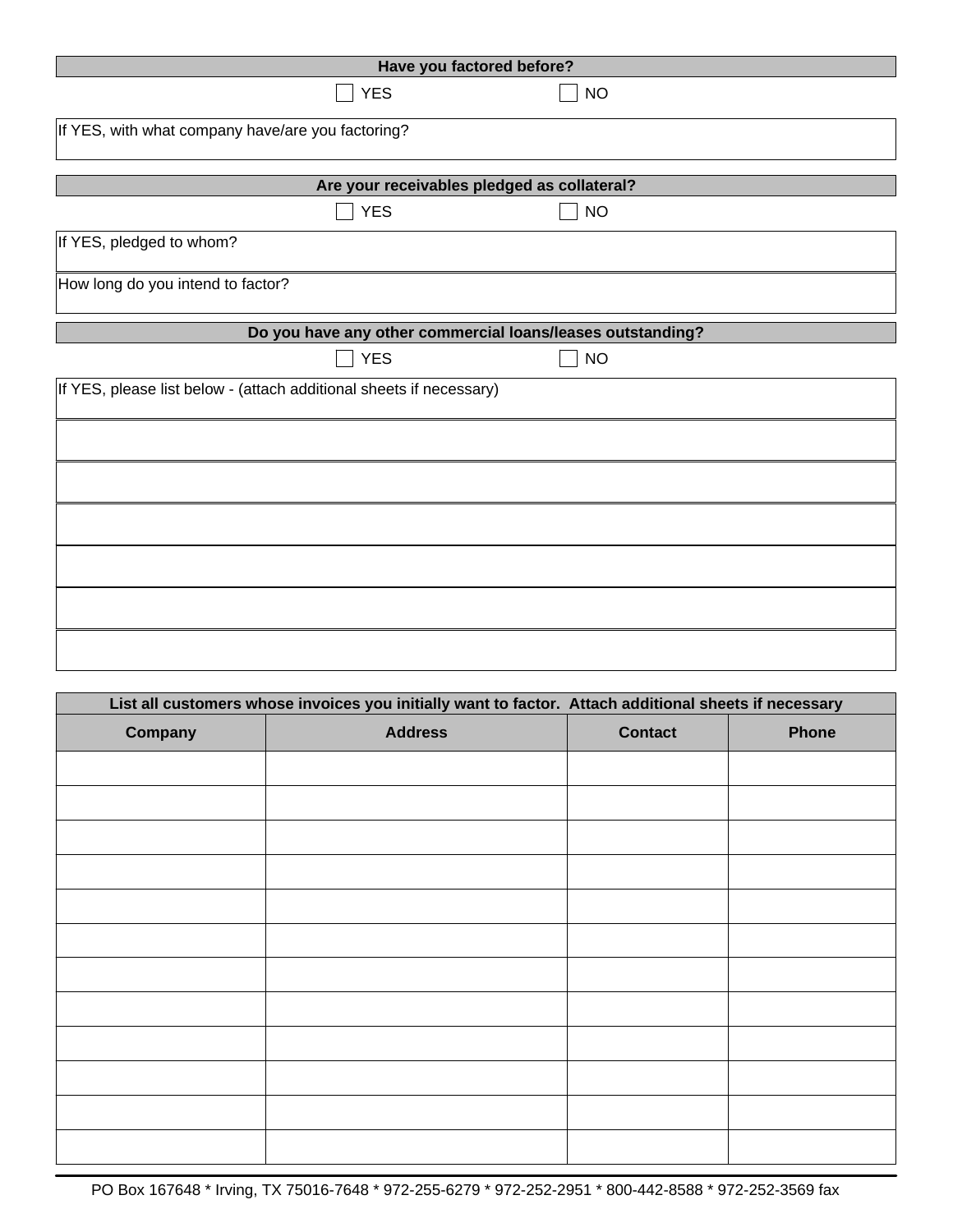**Have you factored before?**

☐ YES ☐ NO

If YES, with what company have/are you factoring?

**Are your receivables pledged as collateral?**

☐ YES ☐ NO

If YES, pledged to whom?

How long do you intend to factor?

**Do you have any other commercial loans/leases outstanding?**

☐ YES ☐ NO

If YES, please list below - (attach additional sheets if necessary)

**List all customers whose invoices you initially want to factor. Attach additional sheets if necessary**

| Company | Address | Contact | Phone |
|---|---|---|---|
| | | | |
| | | | |
| | | | |
| | | | |
| | | | |
| | | | |
| | | | |
| | | | |
| | | | |
| | | | |
| | | | |
| | | | |

PO Box 167648 * Irving, TX 75016-7648 * 972-255-6279 * 972-252-2951 * 800-442-8588 * 972-252-3569 fax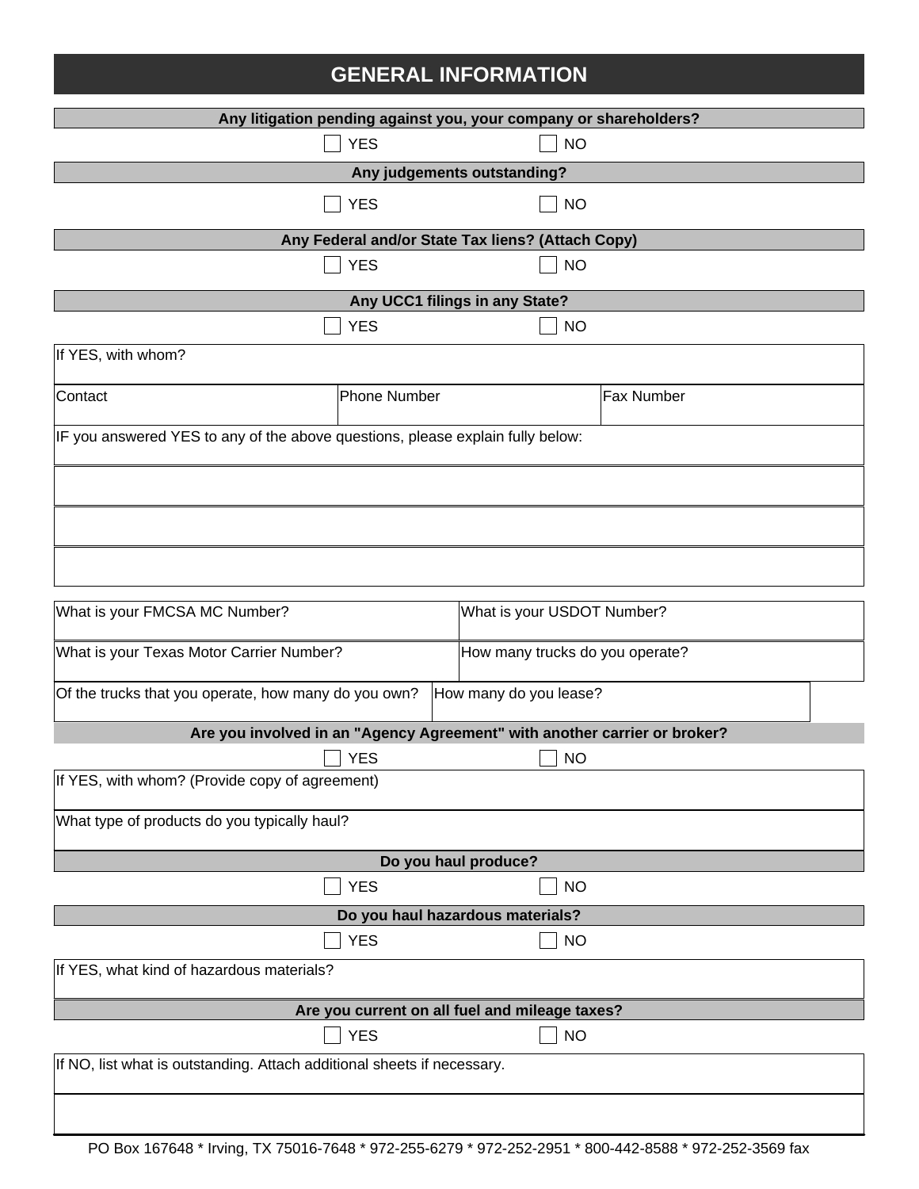# GENERAL INFORMATION

**Any litigation pending against you, your company or shareholders?**

☐ YES ☐ NO

**Any judgements outstanding?**

☐ YES ☐ NO

**Any Federal and/or State Tax liens? (Attach Copy)**

☐ YES ☐ NO

**Any UCC1 filings in any State?**

☐ YES ☐ NO

If YES, with whom?

| Contact | Phone Number | Fax Number |
| --- | --- | --- |
| | | |

IF you answered YES to any of the above questions, please explain fully below:

| What is your FMCSA MC Number? | What is your USDOT Number? |
| --- | --- |
| **What is your Texas Motor Carrier Number?** | **How many trucks do you operate?** |
| **Of the trucks that you operate, how many do you own?** | **How many do you lease?** |

**Are you involved in an "Agency Agreement" with another carrier or broker?**

☐ YES ☐ NO

If YES, with whom? (Provide copy of agreement)

What type of products do you typically haul?

**Do you haul produce?**

☐ YES ☐ NO

**Do you haul hazardous materials?**

☐ YES ☐ NO

If YES, what kind of hazardous materials?

**Are you current on all fuel and mileage taxes?**

☐ YES ☐ NO

If NO, list what is outstanding. Attach additional sheets if necessary.

PO Box 167648 * Irving, TX 75016-7648 * 972-255-6279 * 972-252-2951 * 800-442-8588 * 972-252-3569 fax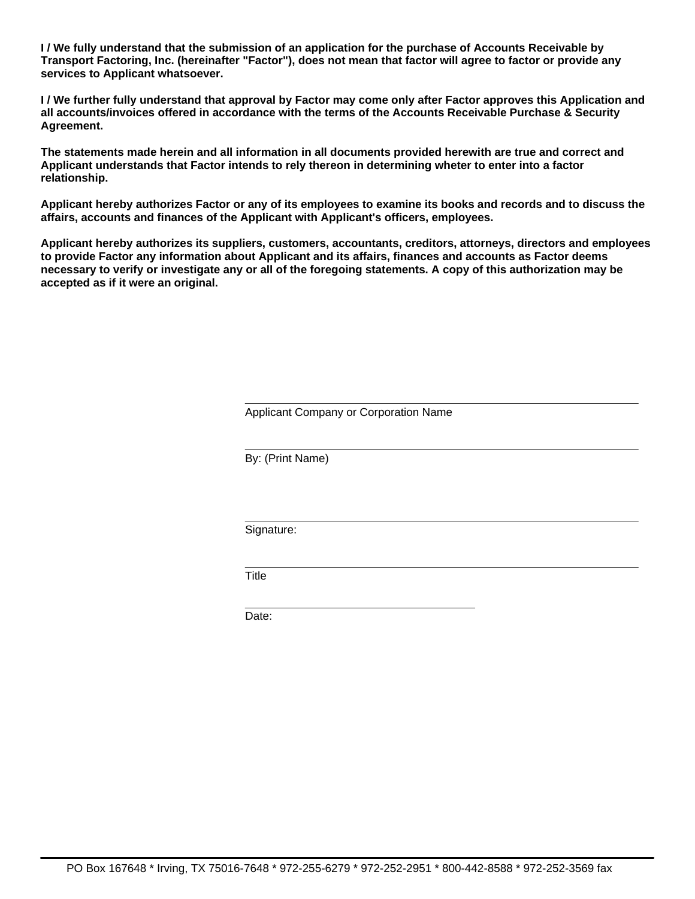**I / We fully understand that the submission of an application for the purchase of Accounts Receivable by Transport Factoring, Inc. (hereinafter "Factor"), does not mean that factor will agree to factor or provide any services to Applicant whatsoever.**

**I / We further fully understand that approval by Factor may come only after Factor approves this Application and all accounts/invoices offered in accordance with the terms of the Accounts Receivable Purchase & Security Agreement.**

**The statements made herein and all information in all documents provided herewith are true and correct and Applicant understands that Factor intends to rely thereon in determining wheter to enter into a factor relationship.**

**Applicant hereby authorizes Factor or any of its employees to examine its books and records and to discuss the affairs, accounts and finances of the Applicant with Applicant's officers, employees.**

**Applicant hereby authorizes its suppliers, customers, accountants, creditors, attorneys, directors and employees to provide Factor any information about Applicant and its affairs, finances and accounts as Factor deems necessary to verify or investigate any or all of the foregoing statements. A copy of this authorization may be accepted as if it were an original.**

\_\_\_\_\_\_\_\_\_\_\_\_\_\_\_\_\_\_\_\_\_\_\_\_\_\_\_\_\_\_\_\_\_\_\_\_\_\_\_\_
Applicant Company or Corporation Name

\_\_\_\_\_\_\_\_\_\_\_\_\_\_\_\_\_\_\_\_\_\_\_\_\_\_\_\_\_\_\_\_\_\_\_\_\_\_\_\_
By: (Print Name)

\_\_\_\_\_\_\_\_\_\_\_\_\_\_\_\_\_\_\_\_\_\_\_\_\_\_\_\_\_\_\_\_\_\_\_\_\_\_\_\_
Signature:

\_\_\_\_\_\_\_\_\_\_\_\_\_\_\_\_\_\_\_\_\_\_\_\_\_\_\_\_\_\_\_\_\_\_\_\_\_\_\_\_
Title

\_\_\_\_\_\_\_\_\_\_\_\_\_\_\_\_\_\_\_\_\_\_\_\_
Date:

PO Box 167648 * Irving, TX 75016-7648 * 972-255-6279 * 972-252-2951 * 800-442-8588 * 972-252-3569 fax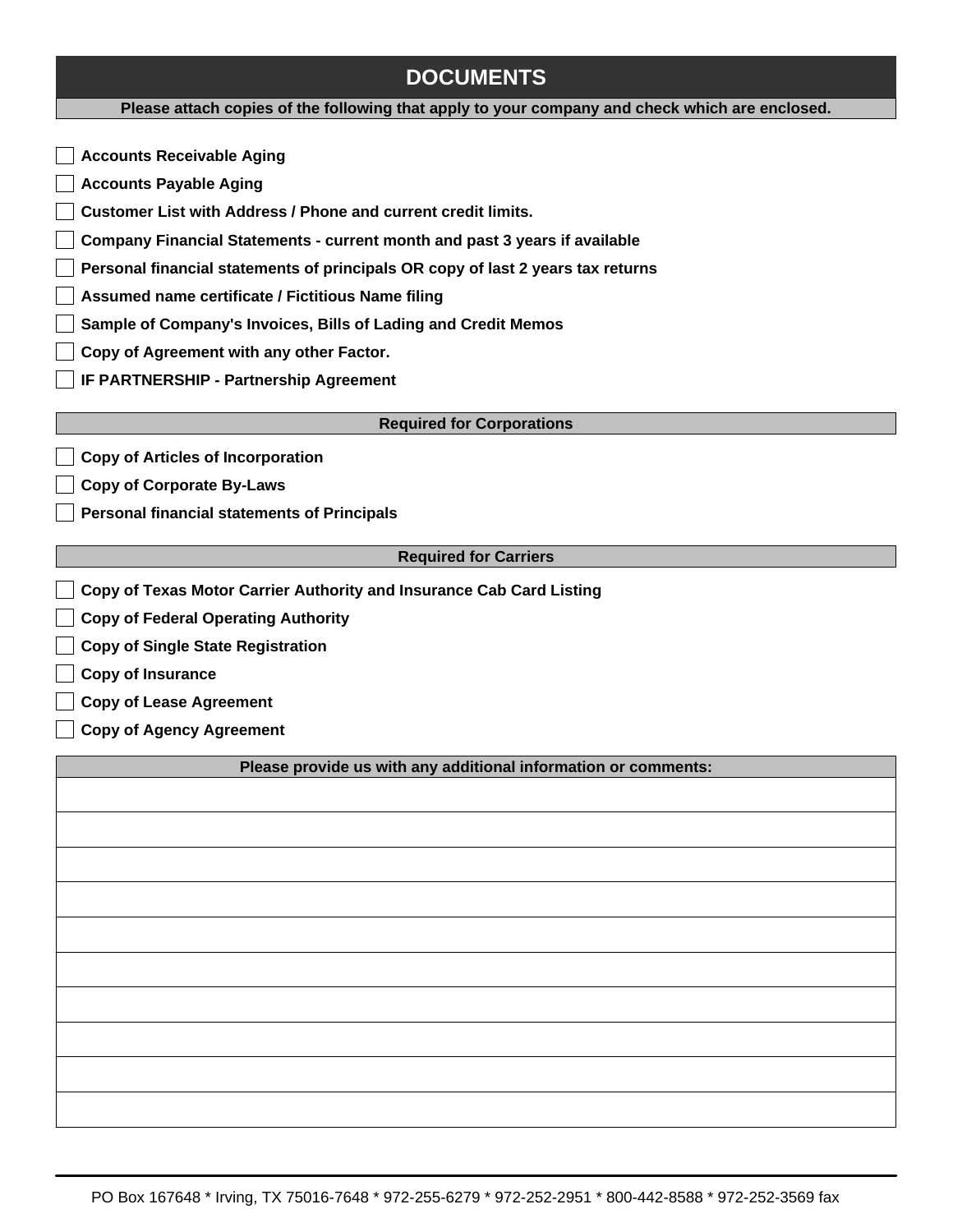## DOCUMENTS

**Please attach copies of the following that apply to your company and check which are enclosed.**

- [ ] **Accounts Receivable Aging**
- [ ] **Accounts Payable Aging**
- [ ] **Customer List with Address / Phone and current credit limits.**
- [ ] **Company Financial Statements - current month and past 3 years if available**
- [ ] **Personal financial statements of principals OR copy of last 2 years tax returns**
- [ ] **Assumed name certificate / Fictitious Name filing**
- [ ] **Sample of Company's Invoices, Bills of Lading and Credit Memos**
- [ ] **Copy of Agreement with any other Factor.**
- [ ] **IF PARTNERSHIP - Partnership Agreement**

**Required for Corporations**

- [ ] **Copy of Articles of Incorporation**
- [ ] **Copy of Corporate By-Laws**
- [ ] **Personal financial statements of Principals**

**Required for Carriers**

- [ ] **Copy of Texas Motor Carrier Authority and Insurance Cab Card Listing**
- [ ] **Copy of Federal Operating Authority**
- [ ] **Copy of Single State Registration**
- [ ] **Copy of Insurance**
- [ ] **Copy of Lease Agreement**
- [ ] **Copy of Agency Agreement**

| **Please provide us with any additional information or comments:** |
|---|
| |
| |
| |
| |
| |
| |
| |
| |
| |
| |

PO Box 167648 * Irving, TX 75016-7648 * 972-255-6279 * 972-252-2951 * 800-442-8588 * 972-252-3569 fax